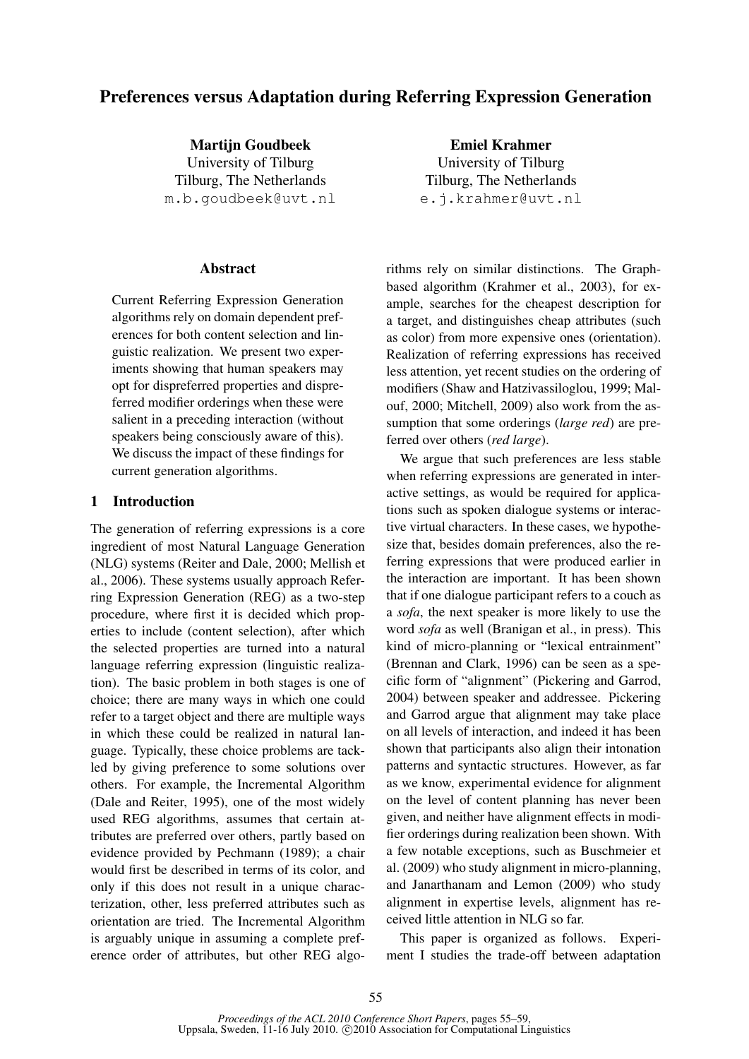# Preferences versus Adaptation during Referring Expression Generation

**Martijn Goudbeek**
University of Tilburg
Tilburg, The Netherlands
m.b.goudbeek@uvt.nl

**Emiel Krahmer**
University of Tilburg
Tilburg, The Netherlands
e.j.krahmer@uvt.nl

## Abstract

Current Referring Expression Generation algorithms rely on domain dependent preferences for both content selection and linguistic realization. We present two experiments showing that human speakers may opt for dispreferred properties and dispreferred modifier orderings when these were salient in a preceding interaction (without speakers being consciously aware of this). We discuss the impact of these findings for current generation algorithms.

## 1 Introduction

The generation of referring expressions is a core ingredient of most Natural Language Generation (NLG) systems (Reiter and Dale, 2000; Mellish et al., 2006). These systems usually approach Referring Expression Generation (REG) as a two-step procedure, where first it is decided which properties to include (content selection), after which the selected properties are turned into a natural language referring expression (linguistic realization). The basic problem in both stages is one of choice; there are many ways in which one could refer to a target object and there are multiple ways in which these could be realized in natural language. Typically, these choice problems are tackled by giving preference to some solutions over others. For example, the Incremental Algorithm (Dale and Reiter, 1995), one of the most widely used REG algorithms, assumes that certain attributes are preferred over others, partly based on evidence provided by Pechmann (1989); a chair would first be described in terms of its color, and only if this does not result in a unique characterization, other, less preferred attributes such as orientation are tried. The Incremental Algorithm is arguably unique in assuming a complete preference order of attributes, but other REG algorithms rely on similar distinctions. The Graph-based algorithm (Krahmer et al., 2003), for example, searches for the cheapest description for a target, and distinguishes cheap attributes (such as color) from more expensive ones (orientation). Realization of referring expressions has received less attention, yet recent studies on the ordering of modifiers (Shaw and Hatzivassiloglou, 1999; Malouf, 2000; Mitchell, 2009) also work from the assumption that some orderings (*large red*) are preferred over others (*red large*).

We argue that such preferences are less stable when referring expressions are generated in interactive settings, as would be required for applications such as spoken dialogue systems or interactive virtual characters. In these cases, we hypothesize that, besides domain preferences, also the referring expressions that were produced earlier in the interaction are important. It has been shown that if one dialogue participant refers to a couch as a *sofa*, the next speaker is more likely to use the word *sofa* as well (Branigan et al., in press). This kind of micro-planning or "lexical entrainment" (Brennan and Clark, 1996) can be seen as a specific form of "alignment" (Pickering and Garrod, 2004) between speaker and addressee. Pickering and Garrod argue that alignment may take place on all levels of interaction, and indeed it has been shown that participants also align their intonation patterns and syntactic structures. However, as far as we know, experimental evidence for alignment on the level of content planning has never been given, and neither have alignment effects in modifier orderings during realization been shown. With a few notable exceptions, such as Buschmeier et al. (2009) who study alignment in micro-planning, and Janarthanam and Lemon (2009) who study alignment in expertise levels, alignment has received little attention in NLG so far.

This paper is organized as follows. Experiment I studies the trade-off between adaptation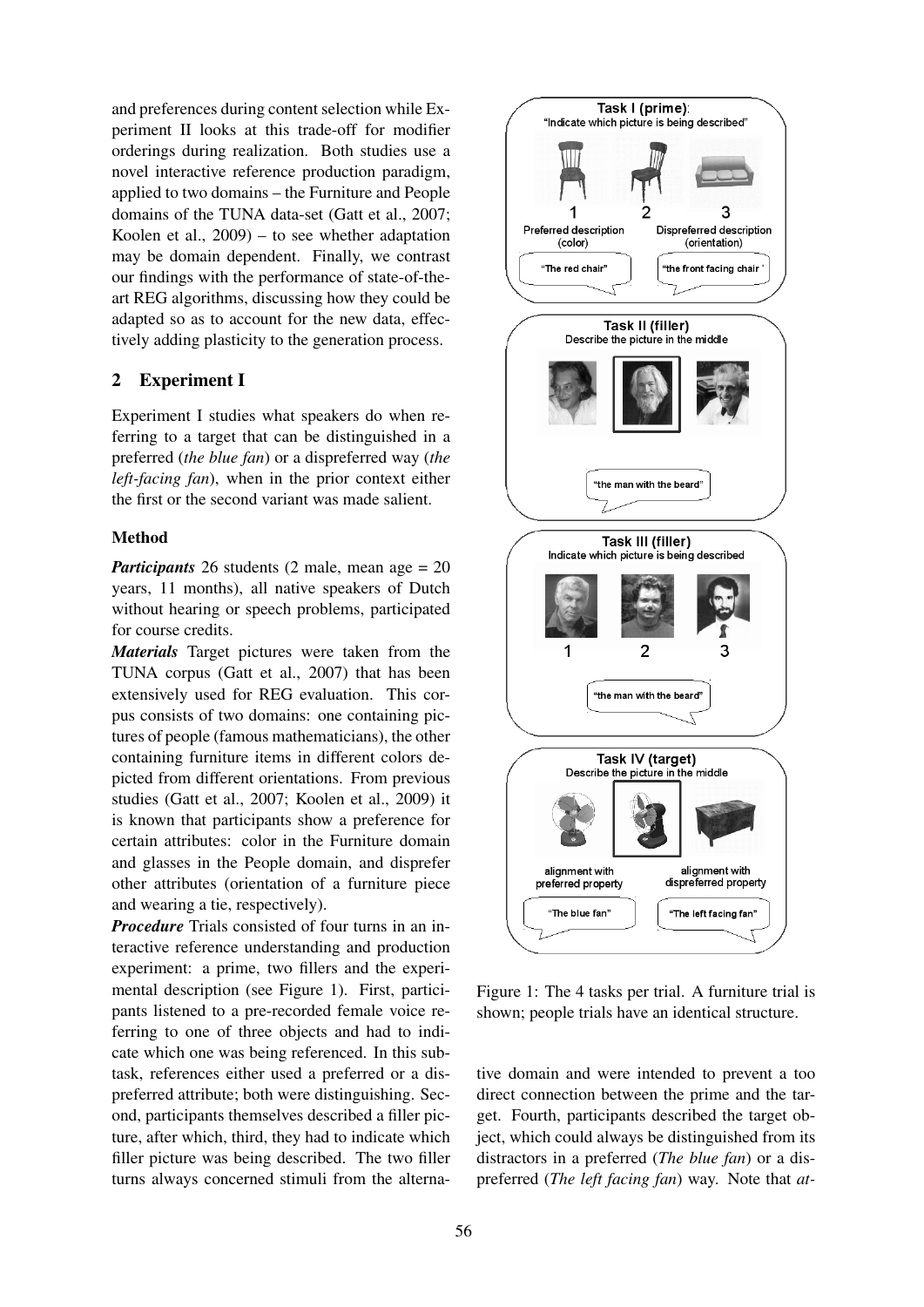and preferences during content selection while Experiment II looks at this trade-off for modifier orderings during realization. Both studies use a novel interactive reference production paradigm, applied to two domains – the Furniture and People domains of the TUNA data-set (Gatt et al., 2007; Koolen et al., 2009) – to see whether adaptation may be domain dependent. Finally, we contrast our findings with the performance of state-of-the-art REG algorithms, discussing how they could be adapted so as to account for the new data, effectively adding plasticity to the generation process.

## 2 Experiment I

Experiment I studies what speakers do when referring to a target that can be distinguished in a preferred (*the blue fan*) or a dispreferred way (*the left-facing fan*), when in the prior context either the first or the second variant was made salient.

### Method

***Participants*** 26 students (2 male, mean age = 20 years, 11 months), all native speakers of Dutch without hearing or speech problems, participated for course credits.

***Materials*** Target pictures were taken from the TUNA corpus (Gatt et al., 2007) that has been extensively used for REG evaluation. This corpus consists of two domains: one containing pictures of people (famous mathematicians), the other containing furniture items in different colors depicted from different orientations. From previous studies (Gatt et al., 2007; Koolen et al., 2009) it is known that participants show a preference for certain attributes: color in the Furniture domain and glasses in the People domain, and disprefer other attributes (orientation of a furniture piece and wearing a tie, respectively).

***Procedure*** Trials consisted of four turns in an interactive reference understanding and production experiment: a prime, two fillers and the experimental description (see Figure 1). First, participants listened to a pre-recorded female voice referring to one of three objects and had to indicate which one was being referenced. In this subtask, references either used a preferred or a dispreferred attribute; both were distinguishing. Second, participants themselves described a filler picture, after which, third, they had to indicate which filler picture was being described. The two filler turns always concerned stimuli from the alternative domain and were intended to prevent a too direct connection between the prime and the target. Fourth, participants described the target object, which could always be distinguished from its distractors in a preferred (*The blue fan*) or a dispreferred (*The left facing fan*) way. Note that *at-*

Figure 1: The 4 tasks per trial. A furniture trial is shown; people trials have an identical structure.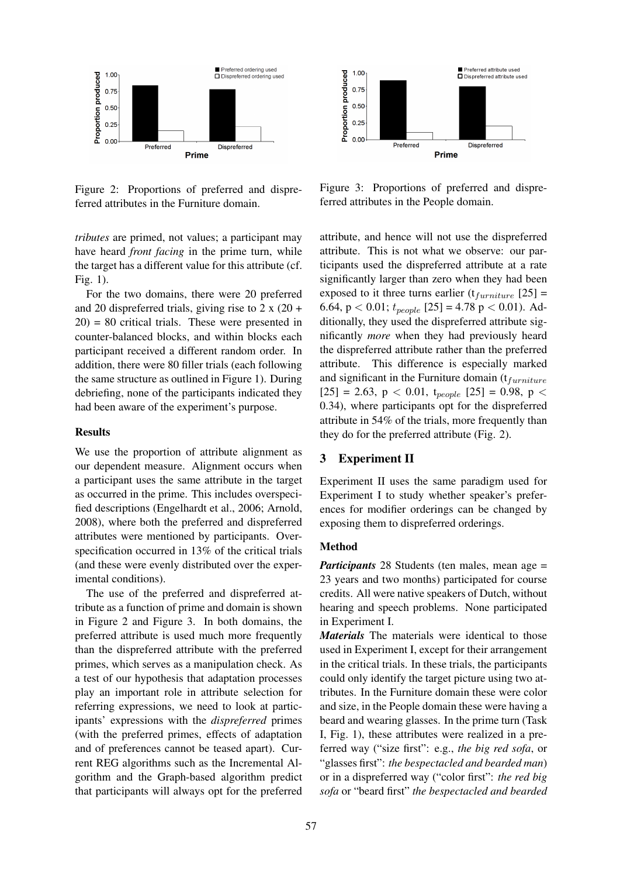Figure 2: Proportions of preferred and dispreferred attributes in the Furniture domain.

Figure 3: Proportions of preferred and dispreferred attributes in the People domain.

*tributes* are primed, not values; a participant may have heard *front facing* in the prime turn, while the target has a different value for this attribute (cf. Fig. 1).

For the two domains, there were 20 preferred and 20 dispreferred trials, giving rise to 2 x (20 + 20) = 80 critical trials. These were presented in counter-balanced blocks, and within blocks each participant received a different random order. In addition, there were 80 filler trials (each following the same structure as outlined in Figure 1). During debriefing, none of the participants indicated they had been aware of the experiment's purpose.

### Results

We use the proportion of attribute alignment as our dependent measure. Alignment occurs when a participant uses the same attribute in the target as occurred in the prime. This includes overspecified descriptions (Engelhardt et al., 2006; Arnold, 2008), where both the preferred and dispreferred attributes were mentioned by participants. Overspecification occurred in 13% of the critical trials (and these were evenly distributed over the experimental conditions).

The use of the preferred and dispreferred attribute as a function of prime and domain is shown in Figure 2 and Figure 3. In both domains, the preferred attribute is used much more frequently than the dispreferred attribute with the preferred primes, which serves as a manipulation check. As a test of our hypothesis that adaptation processes play an important role in attribute selection for referring expressions, we need to look at participants' expressions with the *dispreferred* primes (with the preferred primes, effects of adaptation and of preferences cannot be teased apart). Current REG algorithms such as the Incremental Algorithm and the Graph-based algorithm predict that participants will always opt for the preferred attribute, and hence will not use the dispreferred attribute. This is not what we observe: our participants used the dispreferred attribute at a rate significantly larger than zero when they had been exposed to it three turns earlier ($t_{furniture}$ [25] = 6.64, $p < 0.01$; $t_{people}$ [25] = 4.78 $p < 0.01$). Additionally, they used the dispreferred attribute significantly *more* when they had previously heard the dispreferred attribute rather than the preferred attribute. This difference is especially marked and significant in the Furniture domain ($t_{furniture}$ [25] = 2.63, $p < 0.01$, $t_{people}$ [25] = 0.98, $p < 0.34$), where participants opt for the dispreferred attribute in 54% of the trials, more frequently than they do for the preferred attribute (Fig. 2).

## 3 Experiment II

Experiment II uses the same paradigm used for Experiment I to study whether speaker's preferences for modifier orderings can be changed by exposing them to dispreferred orderings.

### Method

***Participants*** 28 Students (ten males, mean age = 23 years and two months) participated for course credits. All were native speakers of Dutch, without hearing and speech problems. None participated in Experiment I.

***Materials*** The materials were identical to those used in Experiment I, except for their arrangement in the critical trials. In these trials, the participants could only identify the target picture using two attributes. In the Furniture domain these were color and size, in the People domain these were having a beard and wearing glasses. In the prime turn (Task I, Fig. 1), these attributes were realized in a preferred way ("size first": e.g., *the big red sofa*, or "glasses first": *the bespectacled and bearded man*) or in a dispreferred way ("color first": *the red big sofa* or "beard first" *the bespectacled and bearded*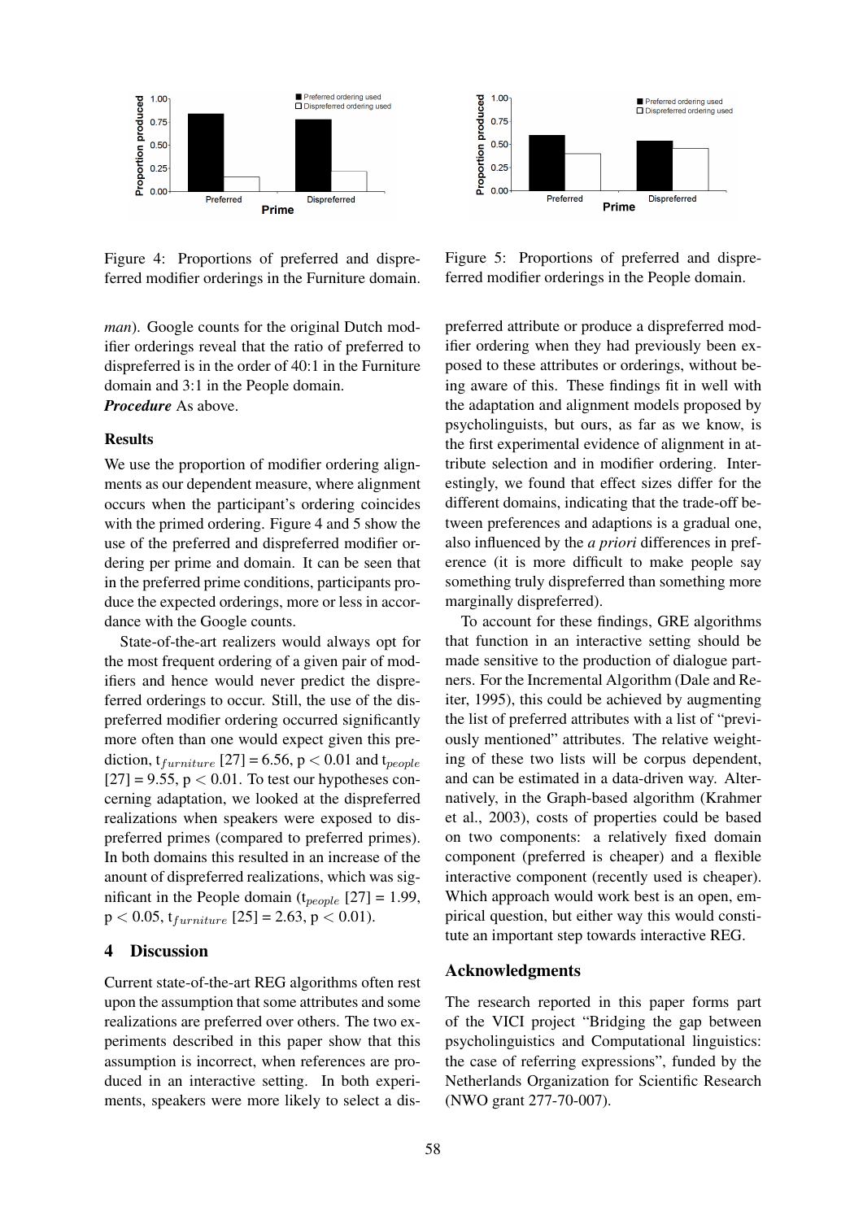Figure 4: Proportions of preferred and dispreferred modifier orderings in the Furniture domain.

Figure 5: Proportions of preferred and dispreferred modifier orderings in the People domain.

*man*). Google counts for the original Dutch modifier orderings reveal that the ratio of preferred to dispreferred is in the order of 40:1 in the Furniture domain and 3:1 in the People domain.

***Procedure*** As above.

### Results

We use the proportion of modifier ordering alignments as our dependent measure, where alignment occurs when the participant's ordering coincides with the primed ordering. Figure 4 and 5 show the use of the preferred and dispreferred modifier ordering per prime and domain. It can be seen that in the preferred prime conditions, participants produce the expected orderings, more or less in accordance with the Google counts.

State-of-the-art realizers would always opt for the most frequent ordering of a given pair of modifiers and hence would never predict the dispreferred orderings to occur. Still, the use of the dispreferred modifier ordering occurred significantly more often than one would expect given this prediction, $t_{furniture}$ [27] = 6.56, $p < 0.01$ and $t_{people}$ [27] = 9.55, $p < 0.01$. To test our hypotheses concerning adaptation, we looked at the dispreferred realizations when speakers were exposed to dispreferred primes (compared to preferred primes). In both domains this resulted in an increase of the anount of dispreferred realizations, which was significant in the People domain ($t_{people}$ [27] = 1.99, $p < 0.05$, $t_{furniture}$ [25] = 2.63, $p < 0.01$).

## 4 Discussion

Current state-of-the-art REG algorithms often rest upon the assumption that some attributes and some realizations are preferred over others. The two experiments described in this paper show that this assumption is incorrect, when references are produced in an interactive setting. In both experiments, speakers were more likely to select a dispreferred attribute or produce a dispreferred modifier ordering when they had previously been exposed to these attributes or orderings, without being aware of this. These findings fit in well with the adaptation and alignment models proposed by psycholinguists, but ours, as far as we know, is the first experimental evidence of alignment in attribute selection and in modifier ordering. Interestingly, we found that effect sizes differ for the different domains, indicating that the trade-off between preferences and adaptions is a gradual one, also influenced by the *a priori* differences in preference (it is more difficult to make people say something truly dispreferred than something more marginally dispreferred).

To account for these findings, GRE algorithms that function in an interactive setting should be made sensitive to the production of dialogue partners. For the Incremental Algorithm (Dale and Reiter, 1995), this could be achieved by augmenting the list of preferred attributes with a list of "previously mentioned" attributes. The relative weighting of these two lists will be corpus dependent, and can be estimated in a data-driven way. Alternatively, in the Graph-based algorithm (Krahmer et al., 2003), costs of properties could be based on two components: a relatively fixed domain component (preferred is cheaper) and a flexible interactive component (recently used is cheaper). Which approach would work best is an open, empirical question, but either way this would constitute an important step towards interactive REG.

## Acknowledgments

The research reported in this paper forms part of the VICI project "Bridging the gap between psycholinguistics and Computational linguistics: the case of referring expressions", funded by the Netherlands Organization for Scientific Research (NWO grant 277-70-007).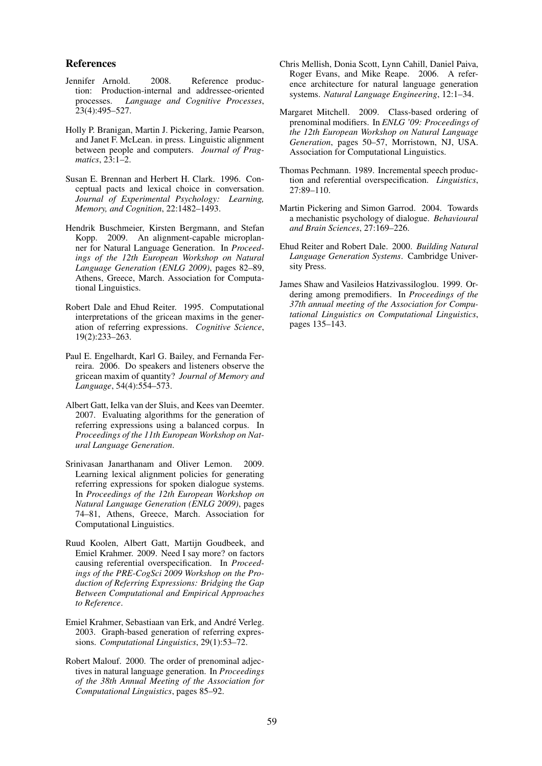## References

Jennifer Arnold. 2008. Reference production: Production-internal and addressee-oriented processes. *Language and Cognitive Processes*, 23(4):495–527.

Holly P. Branigan, Martin J. Pickering, Jamie Pearson, and Janet F. McLean. in press. Linguistic alignment between people and computers. *Journal of Pragmatics*, 23:1–2.

Susan E. Brennan and Herbert H. Clark. 1996. Conceptual pacts and lexical choice in conversation. *Journal of Experimental Psychology: Learning, Memory, and Cognition*, 22:1482–1493.

Hendrik Buschmeier, Kirsten Bergmann, and Stefan Kopp. 2009. An alignment-capable microplanner for Natural Language Generation. In *Proceedings of the 12th European Workshop on Natural Language Generation (ENLG 2009)*, pages 82–89, Athens, Greece, March. Association for Computational Linguistics.

Robert Dale and Ehud Reiter. 1995. Computational interpretations of the gricean maxims in the generation of referring expressions. *Cognitive Science*, 19(2):233–263.

Paul E. Engelhardt, Karl G. Bailey, and Fernanda Ferreira. 2006. Do speakers and listeners observe the gricean maxim of quantity? *Journal of Memory and Language*, 54(4):554–573.

Albert Gatt, Ielka van der Sluis, and Kees van Deemter. 2007. Evaluating algorithms for the generation of referring expressions using a balanced corpus. In *Proceedings of the 11th European Workshop on Natural Language Generation*.

Srinivasan Janarthanam and Oliver Lemon. 2009. Learning lexical alignment policies for generating referring expressions for spoken dialogue systems. In *Proceedings of the 12th European Workshop on Natural Language Generation (ENLG 2009)*, pages 74–81, Athens, Greece, March. Association for Computational Linguistics.

Ruud Koolen, Albert Gatt, Martijn Goudbeek, and Emiel Krahmer. 2009. Need I say more? on factors causing referential overspecification. In *Proceedings of the PRE-CogSci 2009 Workshop on the Production of Referring Expressions: Bridging the Gap Between Computational and Empirical Approaches to Reference*.

Emiel Krahmer, Sebastiaan van Erk, and André Verleg. 2003. Graph-based generation of referring expressions. *Computational Linguistics*, 29(1):53–72.

Robert Malouf. 2000. The order of prenominal adjectives in natural language generation. In *Proceedings of the 38th Annual Meeting of the Association for Computational Linguistics*, pages 85–92.

Chris Mellish, Donia Scott, Lynn Cahill, Daniel Paiva, Roger Evans, and Mike Reape. 2006. A reference architecture for natural language generation systems. *Natural Language Engineering*, 12:1–34.

Margaret Mitchell. 2009. Class-based ordering of prenominal modifiers. In *ENLG '09: Proceedings of the 12th European Workshop on Natural Language Generation*, pages 50–57, Morristown, NJ, USA. Association for Computational Linguistics.

Thomas Pechmann. 1989. Incremental speech production and referential overspecification. *Linguistics*, 27:89–110.

Martin Pickering and Simon Garrod. 2004. Towards a mechanistic psychology of dialogue. *Behavioural and Brain Sciences*, 27:169–226.

Ehud Reiter and Robert Dale. 2000. *Building Natural Language Generation Systems*. Cambridge University Press.

James Shaw and Vasileios Hatzivassiloglou. 1999. Ordering among premodifiers. In *Proceedings of the 37th annual meeting of the Association for Computational Linguistics on Computational Linguistics*, pages 135–143.